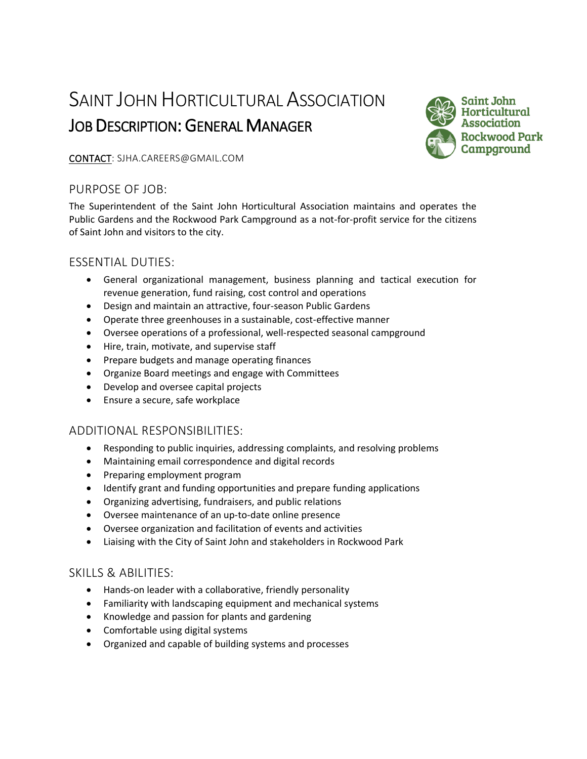# SAINT JOHN HORTICULTURAL ASSOCIATION

## JOB DESCRIPTION: GENERAL MANAGER

Saint John Horticultural Association
Rockwood Park Campground

CONTACT: SJHA.CAREERS@GMAIL.COM

### PURPOSE OF JOB:

The Superintendent of the Saint John Horticultural Association maintains and operates the Public Gardens and the Rockwood Park Campground as a not-for-profit service for the citizens of Saint John and visitors to the city.

### ESSENTIAL DUTIES:

- General organizational management, business planning and tactical execution for revenue generation, fund raising, cost control and operations
- Design and maintain an attractive, four-season Public Gardens
- Operate three greenhouses in a sustainable, cost-effective manner
- Oversee operations of a professional, well-respected seasonal campground
- Hire, train, motivate, and supervise staff
- Prepare budgets and manage operating finances
- Organize Board meetings and engage with Committees
- Develop and oversee capital projects
- Ensure a secure, safe workplace

### ADDITIONAL RESPONSIBILITIES:

- Responding to public inquiries, addressing complaints, and resolving problems
- Maintaining email correspondence and digital records
- Preparing employment program
- Identify grant and funding opportunities and prepare funding applications
- Organizing advertising, fundraisers, and public relations
- Oversee maintenance of an up-to-date online presence
- Oversee organization and facilitation of events and activities
- Liaising with the City of Saint John and stakeholders in Rockwood Park

### SKILLS & ABILITIES:

- Hands-on leader with a collaborative, friendly personality
- Familiarity with landscaping equipment and mechanical systems
- Knowledge and passion for plants and gardening
- Comfortable using digital systems
- Organized and capable of building systems and processes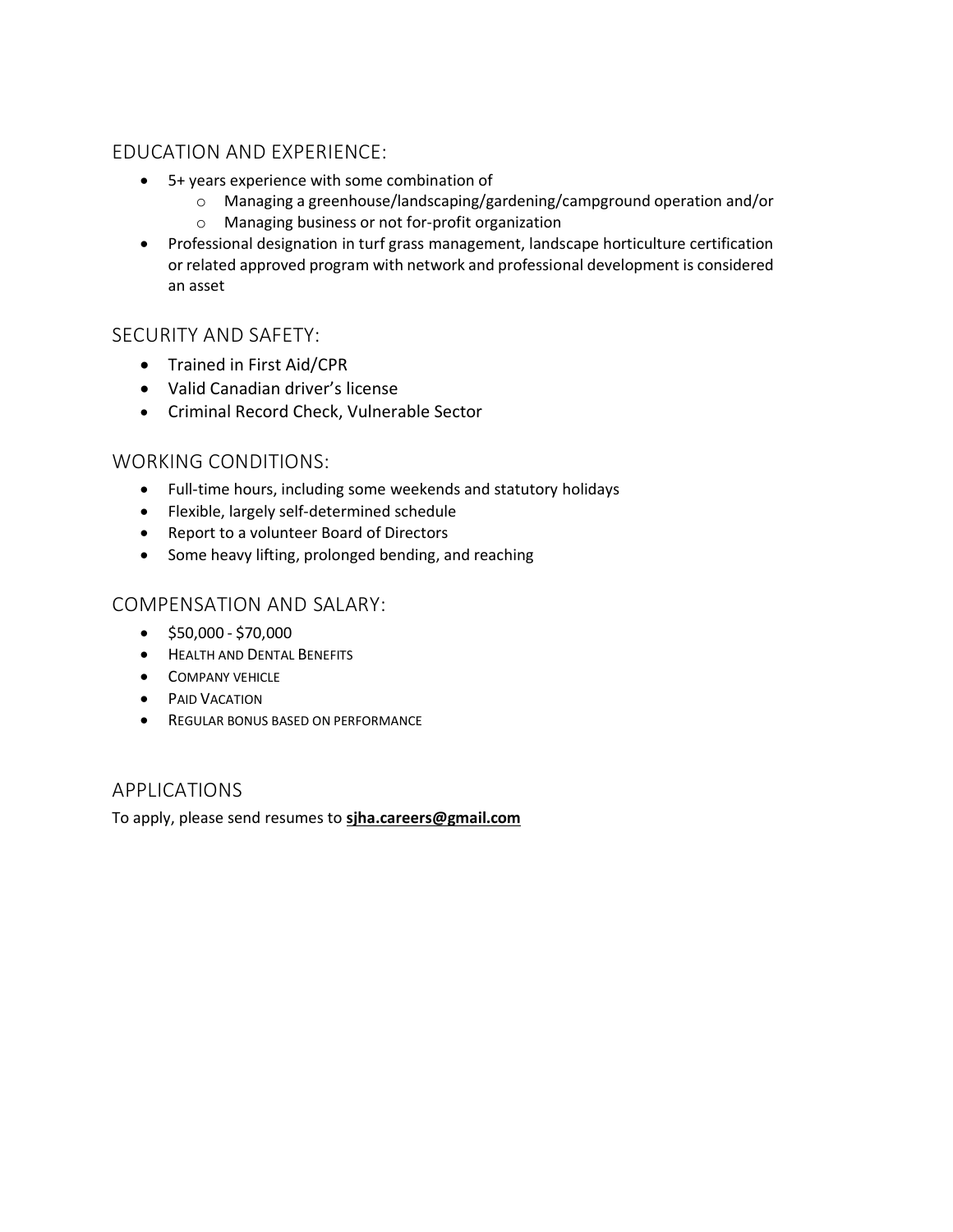## EDUCATION AND EXPERIENCE:

- 5+ years experience with some combination of
  - Managing a greenhouse/landscaping/gardening/campground operation and/or
  - Managing business or not for-profit organization
- Professional designation in turf grass management, landscape horticulture certification or related approved program with network and professional development is considered an asset

## SECURITY AND SAFETY:

- Trained in First Aid/CPR
- Valid Canadian driver's license
- Criminal Record Check, Vulnerable Sector

## WORKING CONDITIONS:

- Full-time hours, including some weekends and statutory holidays
- Flexible, largely self-determined schedule
- Report to a volunteer Board of Directors
- Some heavy lifting, prolonged bending, and reaching

## COMPENSATION AND SALARY:

- $50,000 - $70,000
- HEALTH AND DENTAL BENEFITS
- COMPANY VEHICLE
- PAID VACATION
- REGULAR BONUS BASED ON PERFORMANCE

## APPLICATIONS

To apply, please send resumes to **sjha.careers@gmail.com**